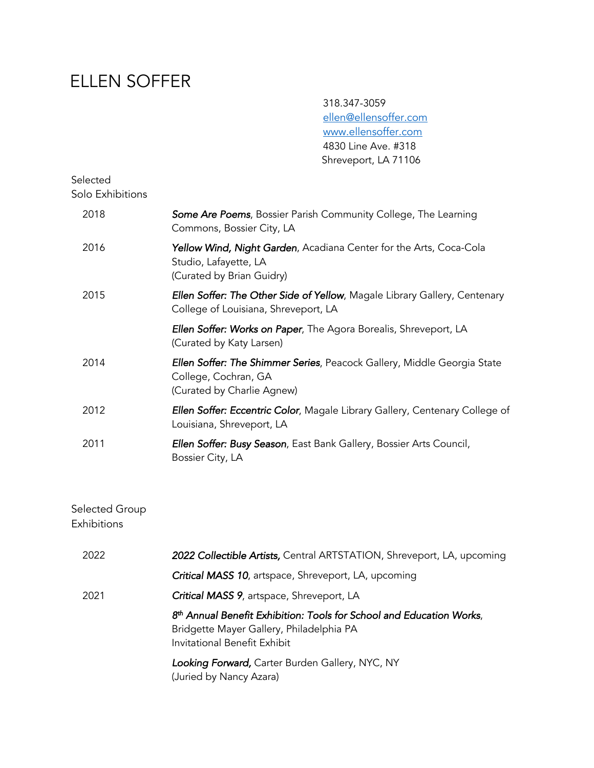# ELLEN SOFFER

318.347-3059
ellen@ellensoffer.com
www.ellensoffer.com
4830 Line Ave. #318
Shreveport, LA 71106

## Selected Solo Exhibitions

**2018**

***Some Are Poems***, Bossier Parish Community College, The Learning Commons, Bossier City, LA

**2016**

***Yellow Wind, Night Garden***, Acadiana Center for the Arts, Coca-Cola Studio, Lafayette, LA
(Curated by Brian Guidry)

**2015**

***Ellen Soffer: The Other Side of Yellow***, Magale Library Gallery, Centenary College of Louisiana, Shreveport, LA

***Ellen Soffer: Works on Paper***, The Agora Borealis, Shreveport, LA
(Curated by Katy Larsen)

**2014**

***Ellen Soffer: The Shimmer Series***, Peacock Gallery, Middle Georgia State College, Cochran, GA
(Curated by Charlie Agnew)

**2012**

***Ellen Soffer: Eccentric Color***, Magale Library Gallery, Centenary College of Louisiana, Shreveport, LA

**2011**

***Ellen Soffer: Busy Season***, East Bank Gallery, Bossier Arts Council, Bossier City, LA

## Selected Group Exhibitions

**2022**

***2022 Collectible Artists,*** Central ARTSTATION, Shreveport, LA, upcoming

***Critical MASS 10***, artspace, Shreveport, LA, upcoming

**2021**

***Critical MASS 9***, artspace, Shreveport, LA

***8th Annual Benefit Exhibition: Tools for School and Education Works***, Bridgette Mayer Gallery, Philadelphia PA
Invitational Benefit Exhibit

***Looking Forward,*** Carter Burden Gallery, NYC, NY
(Juried by Nancy Azara)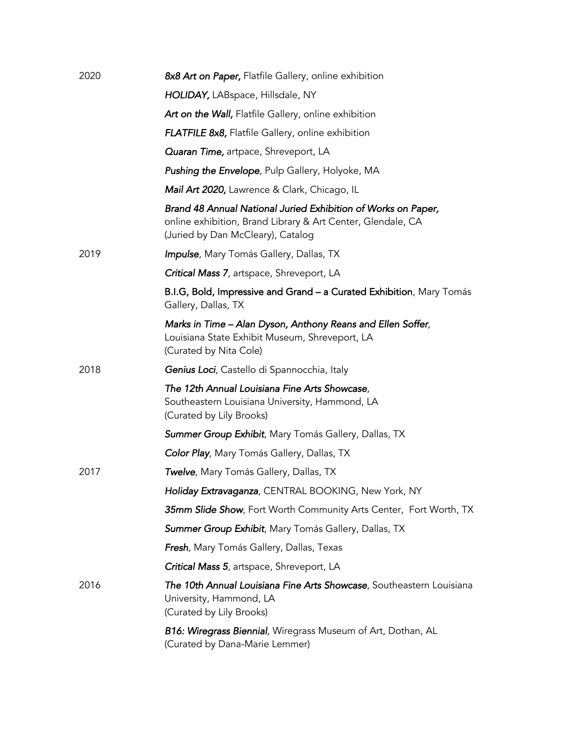2020

*8x8 Art on Paper,* Flatfile Gallery, online exhibition

*HOLIDAY,* LABspace, Hillsdale, NY

*Art on the Wall,* Flatfile Gallery, online exhibition

*FLATFILE 8x8,* Flatfile Gallery, online exhibition

*Quaran Time,* artpace, Shreveport, LA

*Pushing the Envelope*, Pulp Gallery, Holyoke, MA

*Mail Art 2020,* Lawrence & Clark, Chicago, IL

*Brand 48 Annual National Juried Exhibition of Works on Paper,* online exhibition, Brand Library & Art Center, Glendale, CA (Juried by Dan McCleary), Catalog

2019

*Impulse*, Mary Tomás Gallery, Dallas, TX

*Critical Mass 7*, artspace, Shreveport, LA

**B.I.G, Bold, Impressive and Grand – a Curated Exhibition**, Mary Tomás Gallery, Dallas, TX

*Marks in Time – Alan Dyson, Anthony Reans and Ellen Soffer*, Louisiana State Exhibit Museum, Shreveport, LA (Curated by Nita Cole)

2018

*Genius Loci*, Castello di Spannocchia, Italy

*The 12th Annual Louisiana Fine Arts Showcase*, Southeastern Louisiana University, Hammond, LA (Curated by Lily Brooks)

*Summer Group Exhibit*, Mary Tomás Gallery, Dallas, TX

*Color Play*, Mary Tomás Gallery, Dallas, TX

2017

*Twelve*, Mary Tomás Gallery, Dallas, TX

*Holiday Extravaganza*, CENTRAL BOOKING, New York, NY

*35mm Slide Show*, Fort Worth Community Arts Center, Fort Worth, TX

*Summer Group Exhibit*, Mary Tomás Gallery, Dallas, TX

*Fresh*, Mary Tomás Gallery, Dallas, Texas

*Critical Mass 5*, artspace, Shreveport, LA

2016

*The 10th Annual Louisiana Fine Arts Showcase*, Southeastern Louisiana University, Hammond, LA (Curated by Lily Brooks)

*B16: Wiregrass Biennial*, Wiregrass Museum of Art, Dothan, AL (Curated by Dana-Marie Lemmer)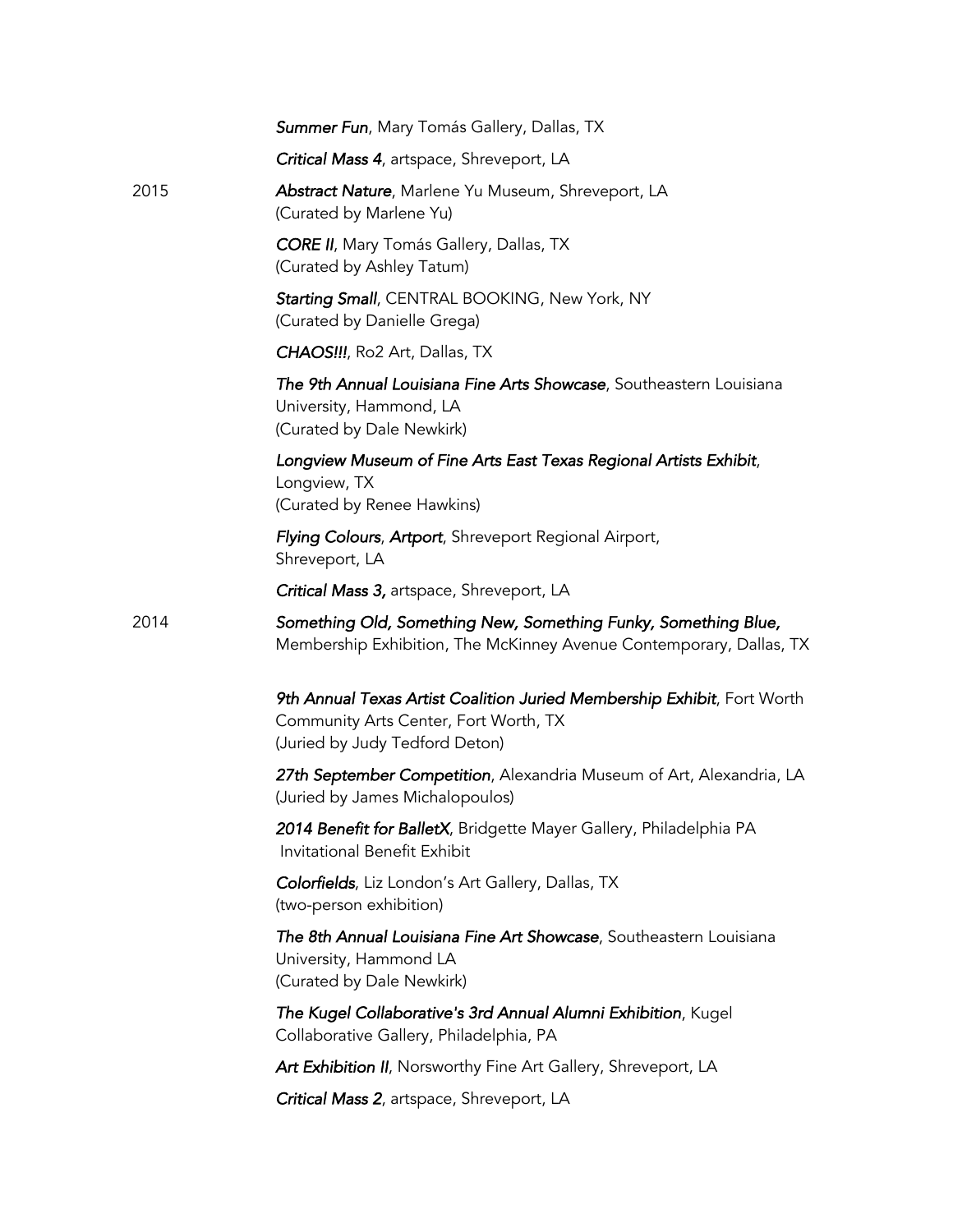***Summer Fun***, Mary Tomás Gallery, Dallas, TX

***Critical Mass 4***, artspace, Shreveport, LA

2015

***Abstract Nature***, Marlene Yu Museum, Shreveport, LA
(Curated by Marlene Yu)

***CORE II***, Mary Tomás Gallery, Dallas, TX
(Curated by Ashley Tatum)

***Starting Small***, CENTRAL BOOKING, New York, NY
(Curated by Danielle Grega)

***CHAOS!!!***, Ro2 Art, Dallas, TX

***The 9th Annual Louisiana Fine Arts Showcase***, Southeastern Louisiana University, Hammond, LA
(Curated by Dale Newkirk)

***Longview Museum of Fine Arts East Texas Regional Artists Exhibit***, Longview, TX
(Curated by Renee Hawkins)

***Flying Colours***, ***Artport***, Shreveport Regional Airport, Shreveport, LA

***Critical Mass 3,*** artspace, Shreveport, LA

2014

***Something Old, Something New, Something Funky, Something Blue,*** Membership Exhibition, The McKinney Avenue Contemporary, Dallas, TX

***9th Annual Texas Artist Coalition Juried Membership Exhibit***, Fort Worth Community Arts Center, Fort Worth, TX
(Juried by Judy Tedford Deton)

***27th September Competition***, Alexandria Museum of Art, Alexandria, LA
(Juried by James Michalopoulos)

***2014 Benefit for BalletX***, Bridgette Mayer Gallery, Philadelphia PA
Invitational Benefit Exhibit

***Colorfields***, Liz London's Art Gallery, Dallas, TX
(two-person exhibition)

***The 8th Annual Louisiana Fine Art Showcase***, Southeastern Louisiana University, Hammond LA
(Curated by Dale Newkirk)

***The Kugel Collaborative's 3rd Annual Alumni Exhibition***, Kugel Collaborative Gallery, Philadelphia, PA

***Art Exhibition II***, Norsworthy Fine Art Gallery, Shreveport, LA

***Critical Mass 2***, artspace, Shreveport, LA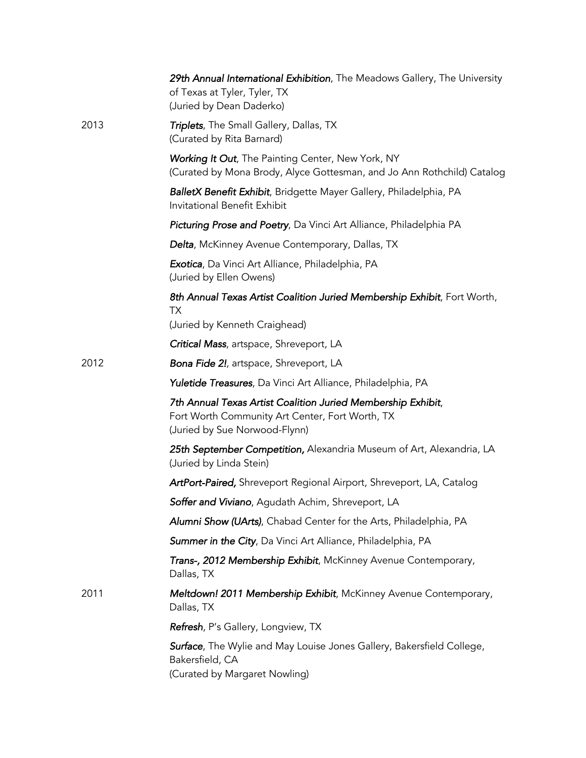***29th Annual International Exhibition***, The Meadows Gallery, The University of Texas at Tyler, Tyler, TX
(Juried by Dean Daderko)

2013

***Triplets***, The Small Gallery, Dallas, TX
(Curated by Rita Barnard)

***Working It Out***, The Painting Center, New York, NY
(Curated by Mona Brody, Alyce Gottesman, and Jo Ann Rothchild) Catalog

***BalletX Benefit Exhibit***, Bridgette Mayer Gallery, Philadelphia, PA
Invitational Benefit Exhibit

***Picturing Prose and Poetry***, Da Vinci Art Alliance, Philadelphia PA

***Delta***, McKinney Avenue Contemporary, Dallas, TX

***Exotica***, Da Vinci Art Alliance, Philadelphia, PA
(Juried by Ellen Owens)

***8th Annual Texas Artist Coalition Juried Membership Exhibit***, Fort Worth, TX
(Juried by Kenneth Craighead)

***Critical Mass***, artspace, Shreveport, LA

2012

***Bona Fide 2!***, artspace, Shreveport, LA

***Yuletide Treasures***, Da Vinci Art Alliance, Philadelphia, PA

***7th Annual Texas Artist Coalition Juried Membership Exhibit***,
Fort Worth Community Art Center, Fort Worth, TX
(Juried by Sue Norwood-Flynn)

***25th September Competition,*** Alexandria Museum of Art, Alexandria, LA
(Juried by Linda Stein)

***ArtPort-Paired,*** Shreveport Regional Airport, Shreveport, LA, Catalog

***Soffer and Viviano***, Agudath Achim, Shreveport, LA

***Alumni Show (UArts)***, Chabad Center for the Arts, Philadelphia, PA

***Summer in the City***, Da Vinci Art Alliance, Philadelphia, PA

***Trans-, 2012 Membership Exhibit***, McKinney Avenue Contemporary, Dallas, TX

2011

***Meltdown! 2011 Membership Exhibit***, McKinney Avenue Contemporary, Dallas, TX

***Refresh***, P's Gallery, Longview, TX

***Surface***, The Wylie and May Louise Jones Gallery, Bakersfield College, Bakersfield, CA
(Curated by Margaret Nowling)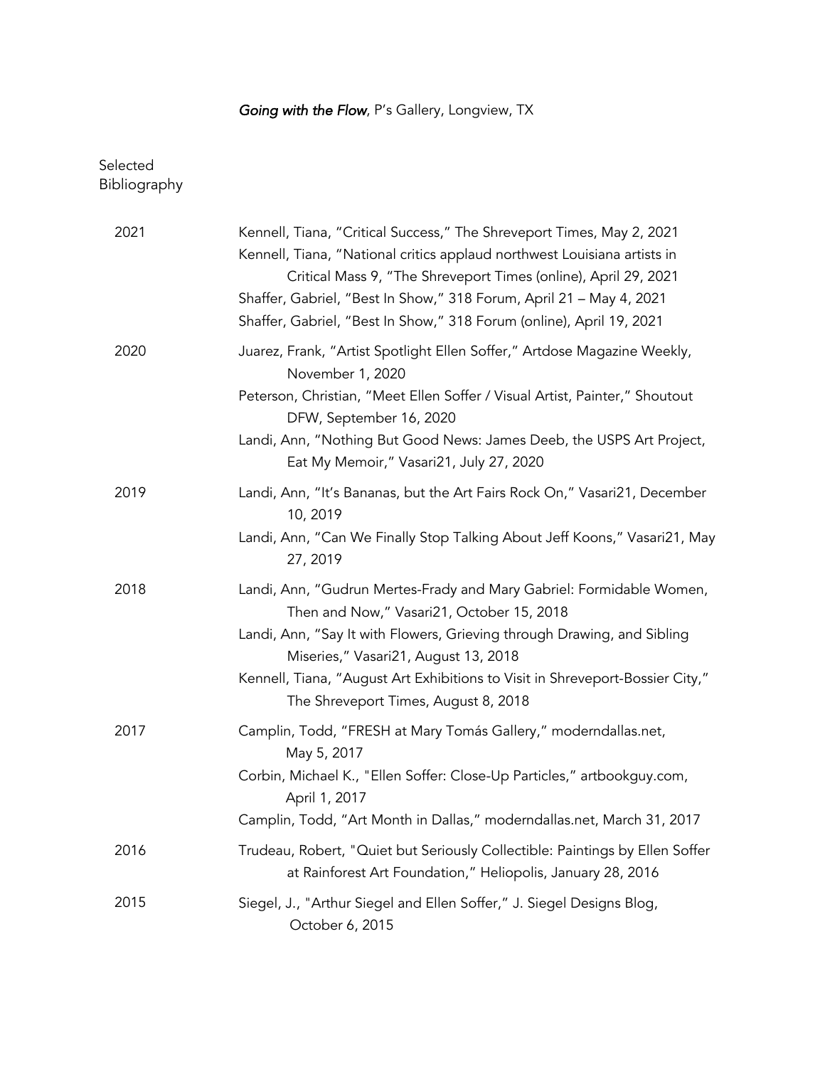*Going with the Flow*, P's Gallery, Longview, TX

## Selected Bibliography

**2021**

Kennell, Tiana, "Critical Success," The Shreveport Times, May 2, 2021

Kennell, Tiana, "National critics applaud northwest Louisiana artists in Critical Mass 9, "The Shreveport Times (online), April 29, 2021

Shaffer, Gabriel, "Best In Show," 318 Forum, April 21 – May 4, 2021

Shaffer, Gabriel, "Best In Show," 318 Forum (online), April 19, 2021

**2020**

Juarez, Frank, "Artist Spotlight Ellen Soffer," Artdose Magazine Weekly, November 1, 2020

Peterson, Christian, "Meet Ellen Soffer / Visual Artist, Painter," Shoutout DFW, September 16, 2020

Landi, Ann, "Nothing But Good News: James Deeb, the USPS Art Project, Eat My Memoir," Vasari21, July 27, 2020

**2019**

Landi, Ann, "It's Bananas, but the Art Fairs Rock On," Vasari21, December 10, 2019

Landi, Ann, "Can We Finally Stop Talking About Jeff Koons," Vasari21, May 27, 2019

**2018**

Landi, Ann, "Gudrun Mertes-Frady and Mary Gabriel: Formidable Women, Then and Now," Vasari21, October 15, 2018

Landi, Ann, "Say It with Flowers, Grieving through Drawing, and Sibling Miseries," Vasari21, August 13, 2018

Kennell, Tiana, "August Art Exhibitions to Visit in Shreveport-Bossier City," The Shreveport Times, August 8, 2018

**2017**

Camplin, Todd, "FRESH at Mary Tomás Gallery," moderndallas.net, May 5, 2017

Corbin, Michael K., "Ellen Soffer: Close-Up Particles," artbookguy.com, April 1, 2017

Camplin, Todd, "Art Month in Dallas," moderndallas.net, March 31, 2017

**2016**

Trudeau, Robert, "Quiet but Seriously Collectible: Paintings by Ellen Soffer at Rainforest Art Foundation," Heliopolis, January 28, 2016

**2015**

Siegel, J., "Arthur Siegel and Ellen Soffer," J. Siegel Designs Blog, October 6, 2015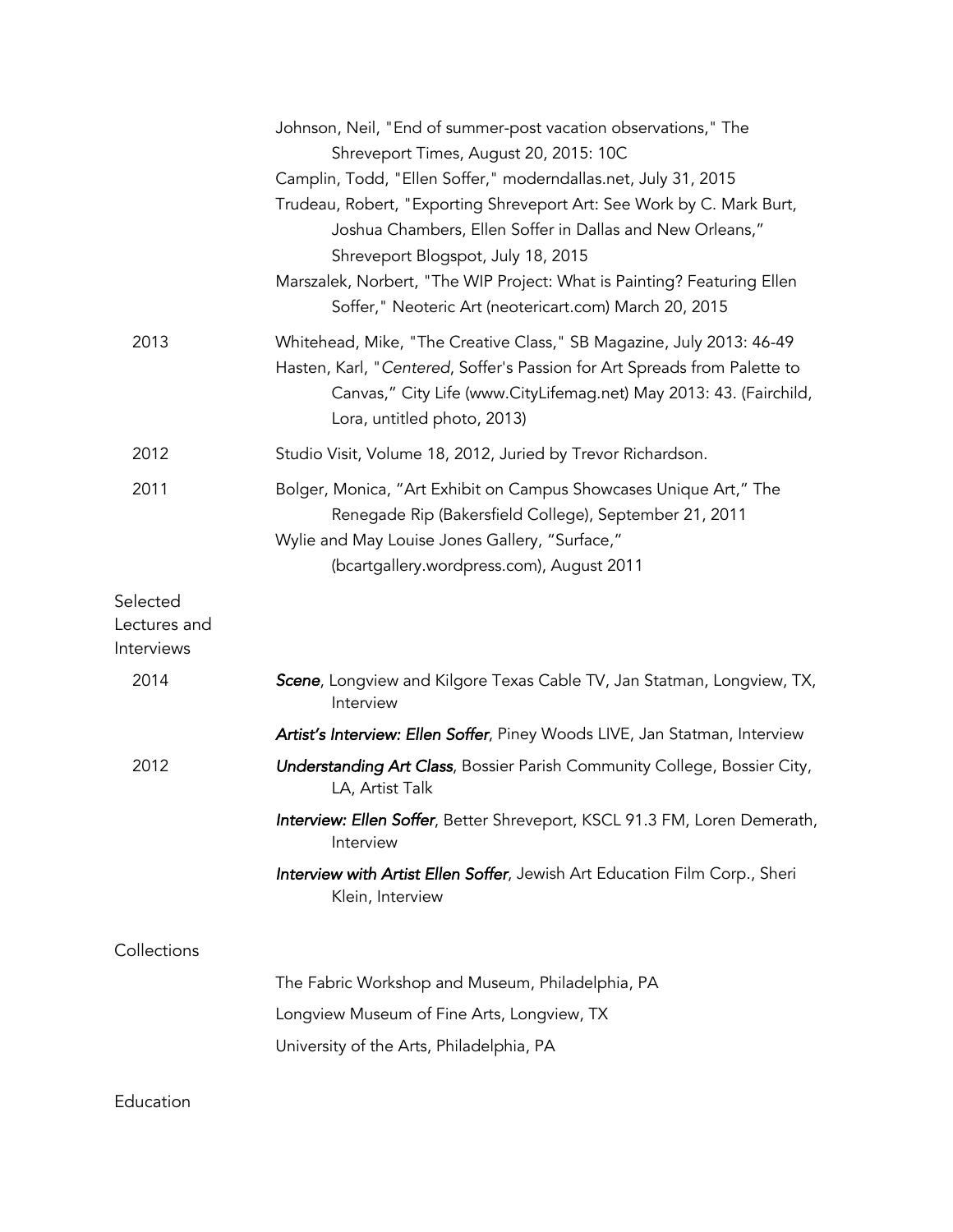Johnson, Neil, "End of summer-post vacation observations," The Shreveport Times, August 20, 2015: 10C

Camplin, Todd, "Ellen Soffer," moderndallas.net, July 31, 2015

Trudeau, Robert, "Exporting Shreveport Art: See Work by C. Mark Burt, Joshua Chambers, Ellen Soffer in Dallas and New Orleans," Shreveport Blogspot, July 18, 2015

Marszalek, Norbert, "The WIP Project: What is Painting? Featuring Ellen Soffer," Neoteric Art (neotericart.com) March 20, 2015

2013

Whitehead, Mike, "The Creative Class," SB Magazine, July 2013: 46-49

Hasten, Karl, "*Centered*, Soffer's Passion for Art Spreads from Palette to Canvas," City Life (www.CityLifemag.net) May 2013: 43. (Fairchild, Lora, untitled photo, 2013)

2012

Studio Visit, Volume 18, 2012, Juried by Trevor Richardson.

2011

Bolger, Monica, "Art Exhibit on Campus Showcases Unique Art," The Renegade Rip (Bakersfield College), September 21, 2011

Wylie and May Louise Jones Gallery, "Surface," (bcartgallery.wordpress.com), August 2011

## Selected Lectures and Interviews

2014

***Scene***, Longview and Kilgore Texas Cable TV, Jan Statman, Longview, TX, Interview

***Artist's Interview: Ellen Soffer***, Piney Woods LIVE, Jan Statman, Interview

2012

***Understanding Art Class***, Bossier Parish Community College, Bossier City, LA, Artist Talk

***Interview: Ellen Soffer***, Better Shreveport, KSCL 91.3 FM, Loren Demerath, Interview

***Interview with Artist Ellen Soffer***, Jewish Art Education Film Corp., Sheri Klein, Interview

## Collections

The Fabric Workshop and Museum, Philadelphia, PA

Longview Museum of Fine Arts, Longview, TX

University of the Arts, Philadelphia, PA

## Education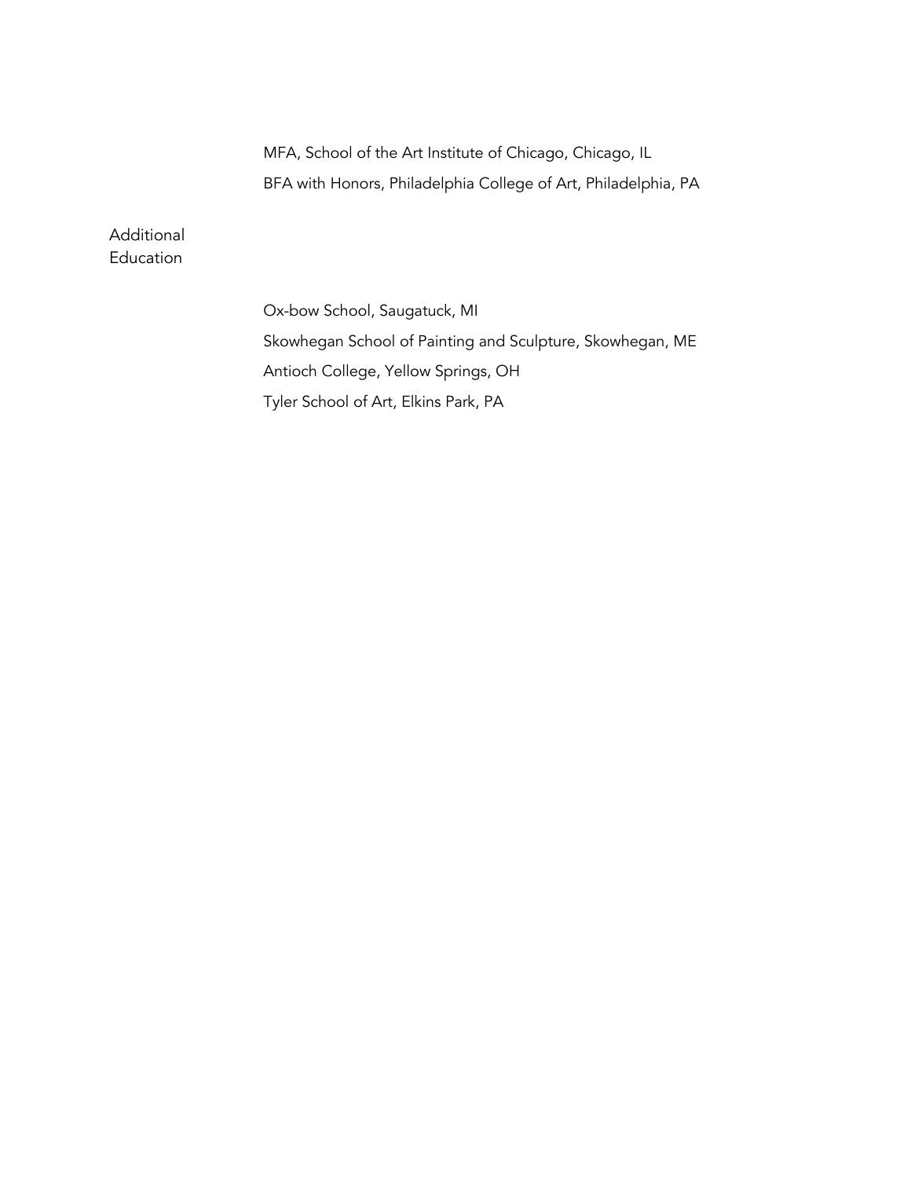MFA, School of the Art Institute of Chicago, Chicago, IL

BFA with Honors, Philadelphia College of Art, Philadelphia, PA

## Additional Education

Ox-bow School, Saugatuck, MI

Skowhegan School of Painting and Sculpture, Skowhegan, ME

Antioch College, Yellow Springs, OH

Tyler School of Art, Elkins Park, PA